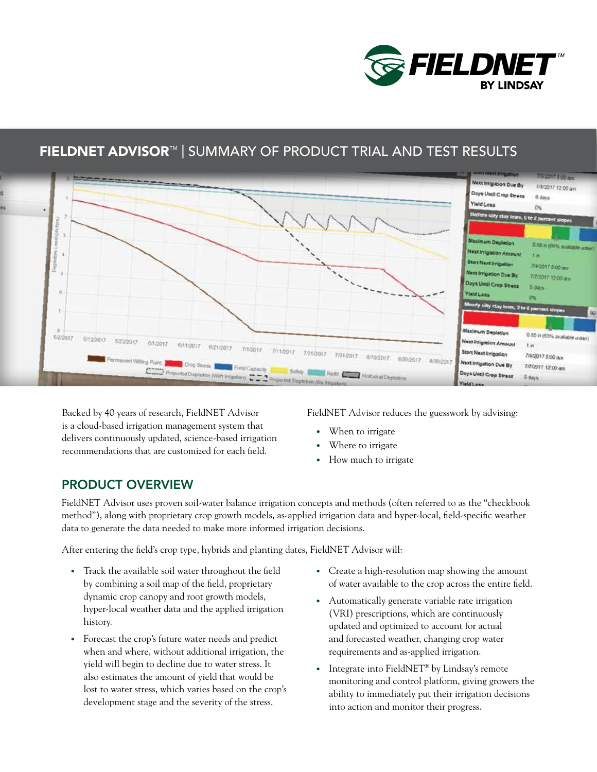# FIELDNET ADVISOR™ | SUMMARY OF PRODUCT TRIAL AND TEST RESULTS

Backed by 40 years of research, FieldNET Advisor is a cloud-based irrigation management system that delivers continuously updated, science-based irrigation recommendations that are customized for each field.

FieldNET Advisor reduces the guesswork by advising:

- When to irrigate
- Where to irrigate
- How much to irrigate

## PRODUCT OVERVIEW

FieldNET Advisor uses proven soil-water balance irrigation concepts and methods (often referred to as the "checkbook method"), along with proprietary crop growth models, as-applied irrigation data and hyper-local, field-specific weather data to generate the data needed to make more informed irrigation decisions.

After entering the field's crop type, hybrids and planting dates, FieldNET Advisor will:

- Track the available soil water throughout the field by combining a soil map of the field, proprietary dynamic crop canopy and root growth models, hyper-local weather data and the applied irrigation history.
- Forecast the crop's future water needs and predict when and where, without additional irrigation, the yield will begin to decline due to water stress. It also estimates the amount of yield that would be lost to water stress, which varies based on the crop's development stage and the severity of the stress.
- Create a high-resolution map showing the amount of water available to the crop across the entire field.
- Automatically generate variable rate irrigation (VRI) prescriptions, which are continuously updated and optimized to account for actual and forecasted weather, changing crop water requirements and as-applied irrigation.
- Integrate into FieldNET® by Lindsay's remote monitoring and control platform, giving growers the ability to immediately put their irrigation decisions into action and monitor their progress.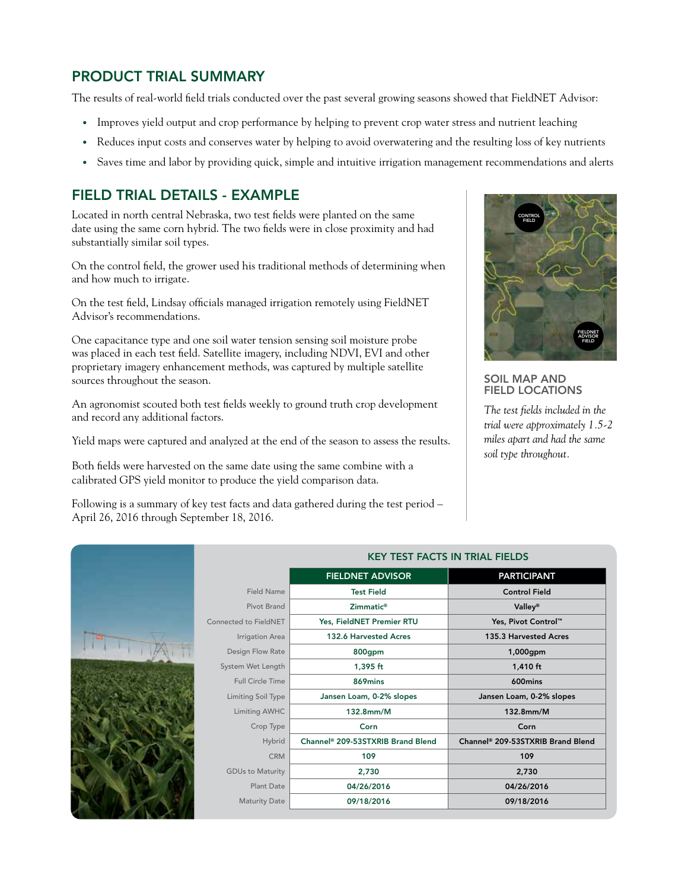## PRODUCT TRIAL SUMMARY

The results of real-world field trials conducted over the past several growing seasons showed that FieldNET Advisor:

- Improves yield output and crop performance by helping to prevent crop water stress and nutrient leaching
- Reduces input costs and conserves water by helping to avoid overwatering and the resulting loss of key nutrients
- Saves time and labor by providing quick, simple and intuitive irrigation management recommendations and alerts

## FIELD TRIAL DETAILS - EXAMPLE

Located in north central Nebraska, two test fields were planted on the same date using the same corn hybrid. The two fields were in close proximity and had substantially similar soil types.

On the control field, the grower used his traditional methods of determining when and how much to irrigate.

On the test field, Lindsay officials managed irrigation remotely using FieldNET Advisor's recommendations.

One capacitance type and one soil water tension sensing soil moisture probe was placed in each test field. Satellite imagery, including NDVI, EVI and other proprietary imagery enhancement methods, was captured by multiple satellite sources throughout the season.

An agronomist scouted both test fields weekly to ground truth crop development and record any additional factors.

Yield maps were captured and analyzed at the end of the season to assess the results.

Both fields were harvested on the same date using the same combine with a calibrated GPS yield monitor to produce the yield comparison data.

Following is a summary of key test facts and data gathered during the test period – April 26, 2016 through September 18, 2016.

CONTROL FIELD

FIELDNET ADVISOR FIELD

### SOIL MAP AND FIELD LOCATIONS

*The test fields included in the trial were approximately 1.5-2 miles apart and had the same soil type throughout.*

### KEY TEST FACTS IN TRIAL FIELDS

| | FIELDNET ADVISOR | PARTICIPANT |
|---|---|---|
| Field Name | Test Field | Control Field |
| Pivot Brand | Zimmatic® | Valley® |
| Connected to FieldNET | Yes, FieldNET Premier RTU | Yes, Pivot Control™ |
| Irrigation Area | 132.6 Harvested Acres | 135.3 Harvested Acres |
| Design Flow Rate | 800gpm | 1,000gpm |
| System Wet Length | 1,395 ft | 1,410 ft |
| Full Circle Time | 869mins | 600mins |
| Limiting Soil Type | Jansen Loam, 0-2% slopes | Jansen Loam, 0-2% slopes |
| Limiting AWHC | 132.8mm/M | 132.8mm/M |
| Crop Type | Corn | Corn |
| Hybrid | Channel® 209-53STXRIB Brand Blend | Channel® 209-53STXRIB Brand Blend |
| CRM | 109 | 109 |
| GDUs to Maturity | 2,730 | 2,730 |
| Plant Date | 04/26/2016 | 04/26/2016 |
| Maturity Date | 09/18/2016 | 09/18/2016 |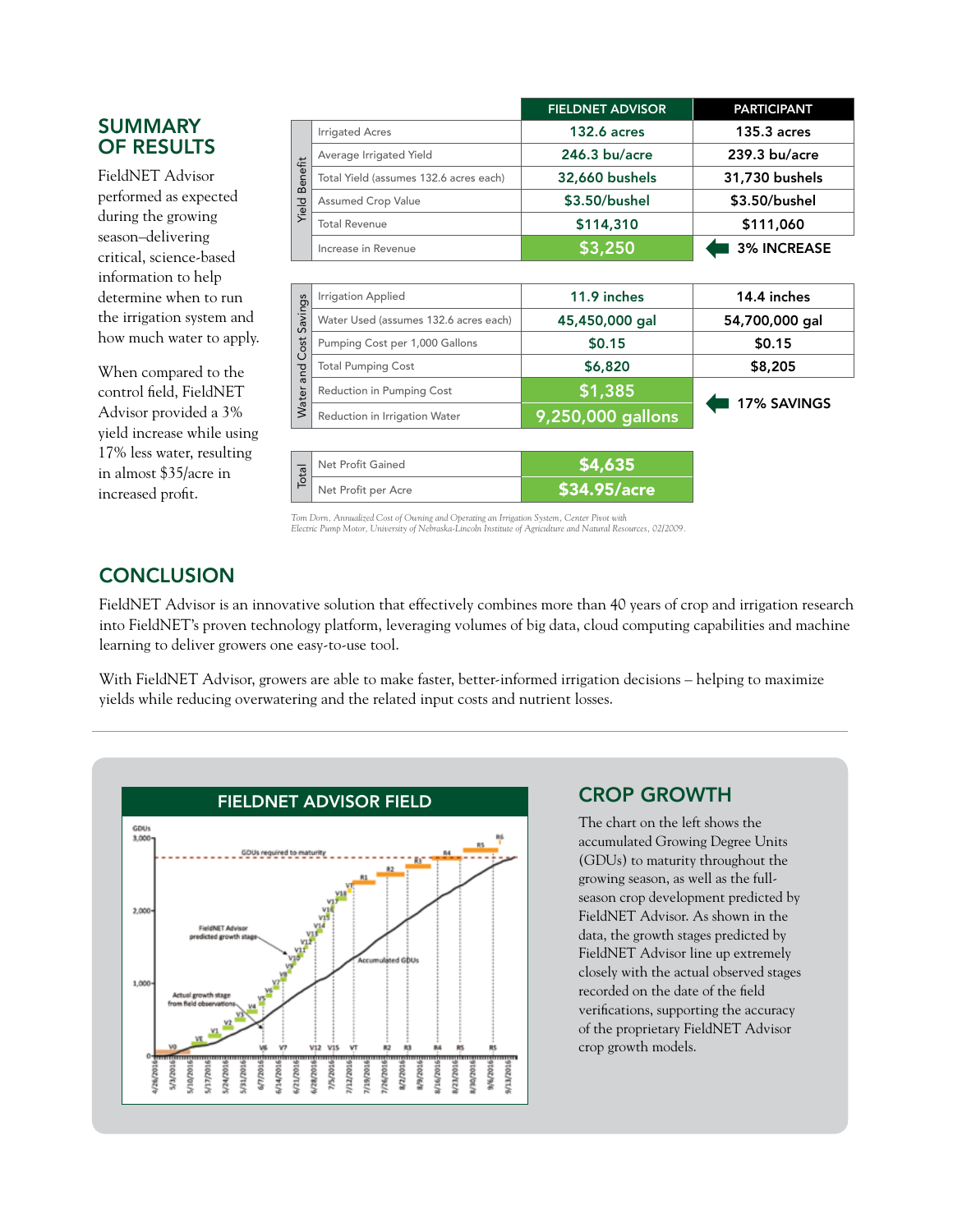## SUMMARY OF RESULTS

FieldNET Advisor performed as expected during the growing season–delivering critical, science-based information to help determine when to run the irrigation system and how much water to apply.

When compared to the control field, FieldNET Advisor provided a 3% yield increase while using 17% less water, resulting in almost $35/acre in increased profit.

| | | FIELDNET ADVISOR | PARTICIPANT |
|---|---|---|---|
| Yield Benefit | Irrigated Acres | 132.6 acres | 135.3 acres |
| | Average Irrigated Yield | 246.3 bu/acre | 239.3 bu/acre |
| | Total Yield (assumes 132.6 acres each) | 32,660 bushels | 31,730 bushels |
| | Assumed Crop Value | $3.50/bushel | $3.50/bushel |
| | Total Revenue | $114,310 | $111,060 |
| | Increase in Revenue | $3,250 | 3% INCREASE |
| Water and Cost Savings | Irrigation Applied | 11.9 inches | 14.4 inches |
| | Water Used (assumes 132.6 acres each) | 45,450,000 gal | 54,700,000 gal |
| | Pumping Cost per 1,000 Gallons | $0.15 | $0.15 |
| | Total Pumping Cost | $6,820 | $8,205 |
| | Reduction in Pumping Cost | $1,385 | 17% SAVINGS |
| | Reduction in Irrigation Water | 9,250,000 gallons | |
| Total | Net Profit Gained | $4,635 | |
| | Net Profit per Acre | $34.95/acre | |

*Tom Dorn, Annualized Cost of Owning and Operating an Irrigation System, Center Pivot with Electric Pump Motor, University of Nebraska-Lincoln Institute of Agriculture and Natural Resources, 02/2009.*

## CONCLUSION

FieldNET Advisor is an innovative solution that effectively combines more than 40 years of crop and irrigation research into FieldNET's proven technology platform, leveraging volumes of big data, cloud computing capabilities and machine learning to deliver growers one easy-to-use tool.

With FieldNET Advisor, growers are able to make faster, better-informed irrigation decisions – helping to maximize yields while reducing overwatering and the related input costs and nutrient losses.

**FIELDNET ADVISOR FIELD**

## CROP GROWTH

The chart on the left shows the accumulated Growing Degree Units (GDUs) to maturity throughout the growing season, as well as the full-season crop development predicted by FieldNET Advisor. As shown in the data, the growth stages predicted by FieldNET Advisor line up extremely closely with the actual observed stages recorded on the date of the field verifications, supporting the accuracy of the proprietary FieldNET Advisor crop growth models.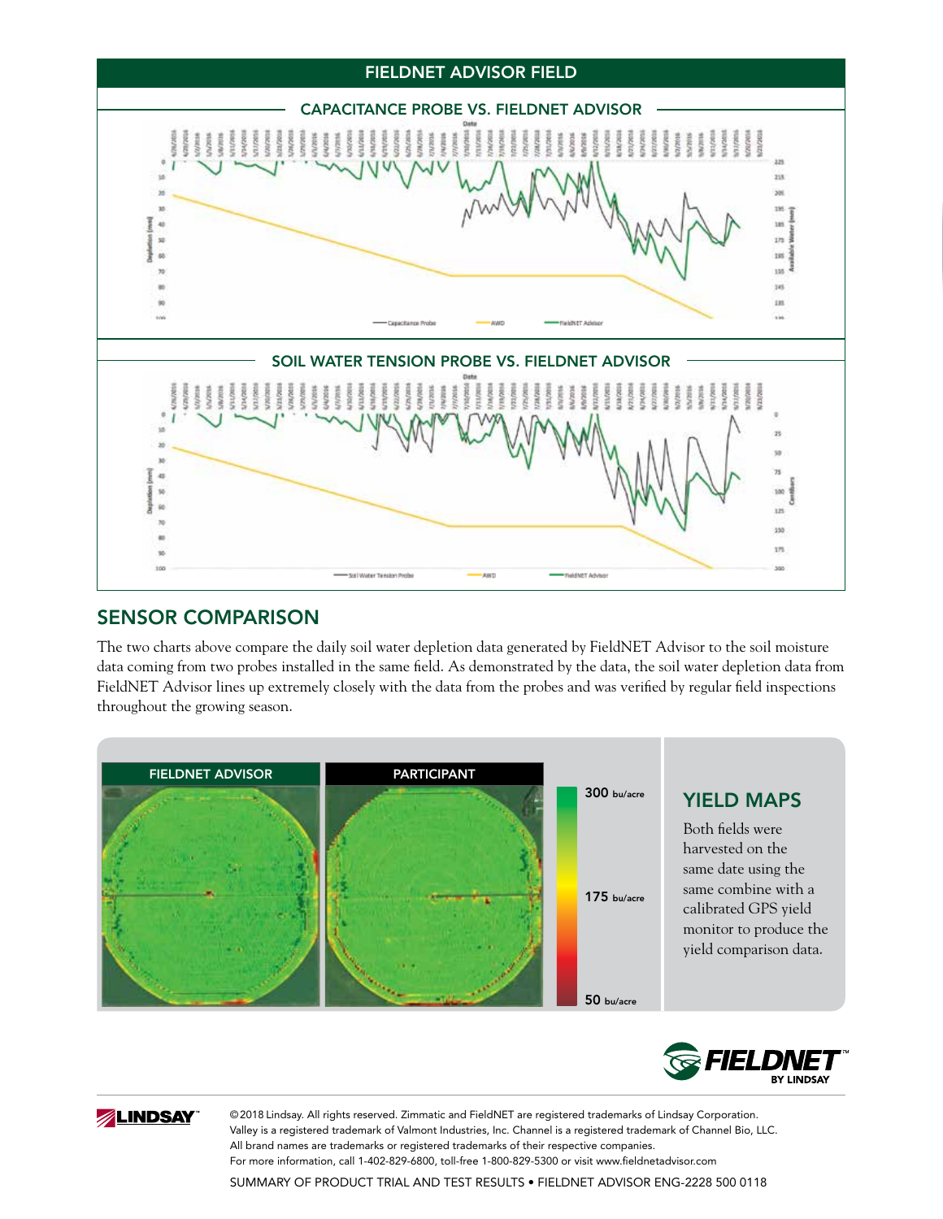## FIELDNET ADVISOR FIELD

### CAPACITANCE PROBE VS. FIELDNET ADVISOR

Date

Depletion (mm)

Available Water (mm)

— Capacitance Probe — AWD — FieldNET Advisor

### SOIL WATER TENSION PROBE VS. FIELDNET ADVISOR

Date

Depletion (mm)

Centibars

— Soil Water Tension Probe — AWD — FieldNET Advisor

## SENSOR COMPARISON

The two charts above compare the daily soil water depletion data generated by FieldNET Advisor to the soil moisture data coming from two probes installed in the same field. As demonstrated by the data, the soil water depletion data from FieldNET Advisor lines up extremely closely with the data from the probes and was verified by regular field inspections throughout the growing season.

FIELDNET ADVISOR

PARTICIPANT

300 bu/acre

175 bu/acre

50 bu/acre

## YIELD MAPS

Both fields were harvested on the same date using the same combine with a calibrated GPS yield monitor to produce the yield comparison data.

©2018 Lindsay. All rights reserved. Zimmatic and FieldNET are registered trademarks of Lindsay Corporation. Valley is a registered trademark of Valmont Industries, Inc. Channel is a registered trademark of Channel Bio, LLC. All brand names are trademarks or registered trademarks of their respective companies.
For more information, call 1-402-829-6800, toll-free 1-800-829-5300 or visit www.fieldnetadvisor.com

SUMMARY OF PRODUCT TRIAL AND TEST RESULTS • FIELDNET ADVISOR ENG-2228 500 0118